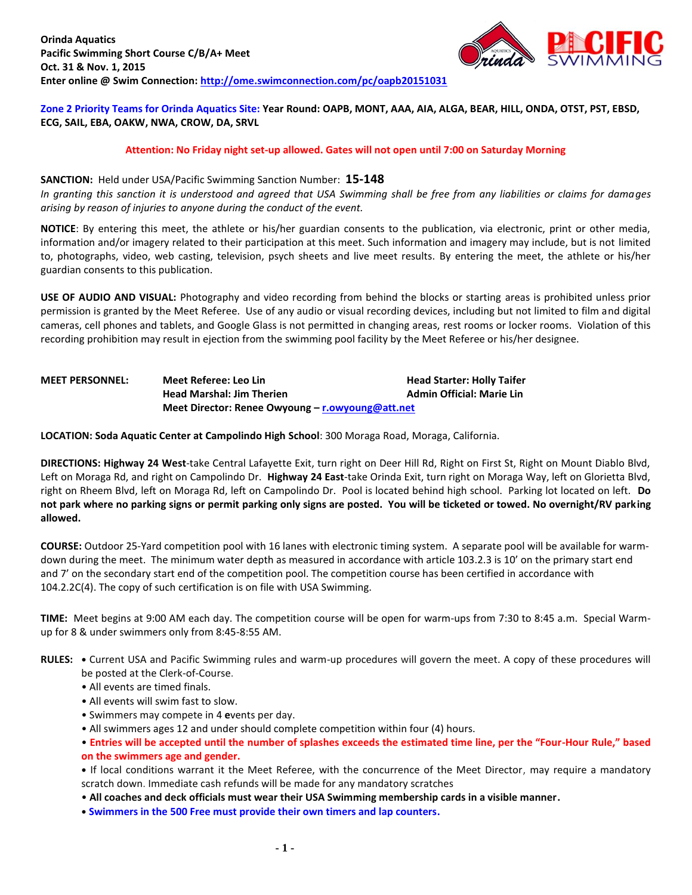**Orinda Aquatics**
**Pacific Swimming Short Course C/B/A+ Meet**
**Oct. 31 & Nov. 1, 2015**
**Enter online @ Swim Connection: http://ome.swimconnection.com/pc/oapb20151031**

**Zone 2 Priority Teams for Orinda Aquatics Site: Year Round: OAPB, MONT, AAA, AIA, ALGA, BEAR, HILL, ONDA, OTST, PST, EBSD, ECG, SAIL, EBA, OAKW, NWA, CROW, DA, SRVL**

**Attention: No Friday night set-up allowed. Gates will not open until 7:00 on Saturday Morning**

**SANCTION:** Held under USA/Pacific Swimming Sanction Number: **15-148**
*In granting this sanction it is understood and agreed that USA Swimming shall be free from any liabilities or claims for damages arising by reason of injuries to anyone during the conduct of the event.*

**NOTICE**: By entering this meet, the athlete or his/her guardian consents to the publication, via electronic, print or other media, information and/or imagery related to their participation at this meet. Such information and imagery may include, but is not limited to, photographs, video, web casting, television, psych sheets and live meet results. By entering the meet, the athlete or his/her guardian consents to this publication.

**USE OF AUDIO AND VISUAL:** Photography and video recording from behind the blocks or starting areas is prohibited unless prior permission is granted by the Meet Referee. Use of any audio or visual recording devices, including but not limited to film and digital cameras, cell phones and tablets, and Google Glass is not permitted in changing areas, rest rooms or locker rooms. Violation of this recording prohibition may result in ejection from the swimming pool facility by the Meet Referee or his/her designee.

**MEET PERSONNEL:**
**Meet Referee: Leo Lin**
**Head Starter: Holly Taifer**
**Head Marshal: Jim Therien**
**Admin Official: Marie Lin**
**Meet Director: Renee Owyoung – r.owyoung@att.net**

**LOCATION: Soda Aquatic Center at Campolindo High School**: 300 Moraga Road, Moraga, California.

**DIRECTIONS: Highway 24 West**-take Central Lafayette Exit, turn right on Deer Hill Rd, Right on First St, Right on Mount Diablo Blvd, Left on Moraga Rd, and right on Campolindo Dr. **Highway 24 East**-take Orinda Exit, turn right on Moraga Way, left on Glorietta Blvd, right on Rheem Blvd, left on Moraga Rd, left on Campolindo Dr. Pool is located behind high school. Parking lot located on left. **Do not park where no parking signs or permit parking only signs are posted. You will be ticketed or towed. No overnight/RV parking allowed.**

**COURSE:** Outdoor 25-Yard competition pool with 16 lanes with electronic timing system. A separate pool will be available for warm-down during the meet. The minimum water depth as measured in accordance with article 103.2.3 is 10' on the primary start end and 7' on the secondary start end of the competition pool. The competition course has been certified in accordance with 104.2.2C(4). The copy of such certification is on file with USA Swimming.

**TIME:** Meet begins at 9:00 AM each day. The competition course will be open for warm-ups from 7:30 to 8:45 a.m. Special Warm-up for 8 & under swimmers only from 8:45-8:55 AM.

**RULES:**
- Current USA and Pacific Swimming rules and warm-up procedures will govern the meet. A copy of these procedures will be posted at the Clerk-of-Course.
- All events are timed finals.
- All events will swim fast to slow.
- Swimmers may compete in 4 **e**vents per day.
- All swimmers ages 12 and under should complete competition within four (4) hours.
- **Entries will be accepted until the number of splashes exceeds the estimated time line, per the "Four-Hour Rule," based on the swimmers age and gender.**
- If local conditions warrant it the Meet Referee, with the concurrence of the Meet Director, may require a mandatory scratch down. Immediate cash refunds will be made for any mandatory scratches
- **All coaches and deck officials must wear their USA Swimming membership cards in a visible manner.**
- **Swimmers in the 500 Free must provide their own timers and lap counters.**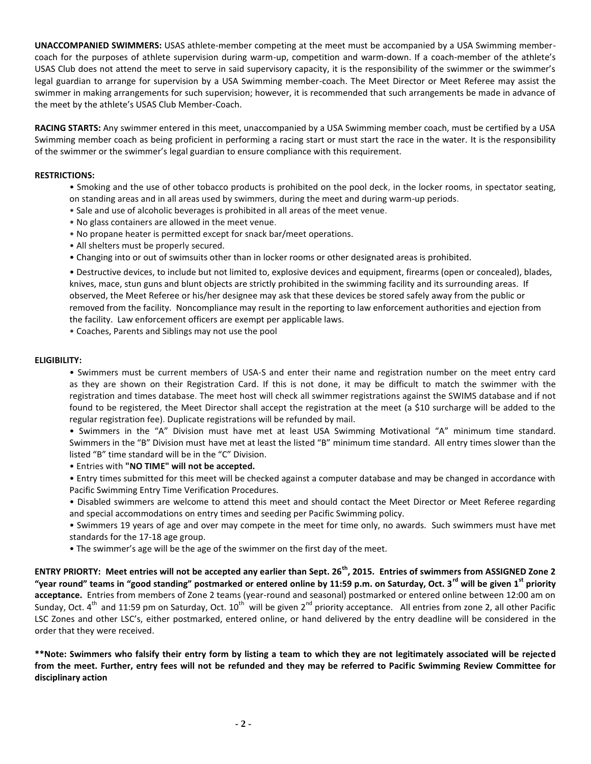**UNACCOMPANIED SWIMMERS:** USAS athlete-member competing at the meet must be accompanied by a USA Swimming member-coach for the purposes of athlete supervision during warm-up, competition and warm-down. If a coach-member of the athlete's USAS Club does not attend the meet to serve in said supervisory capacity, it is the responsibility of the swimmer or the swimmer's legal guardian to arrange for supervision by a USA Swimming member-coach. The Meet Director or Meet Referee may assist the swimmer in making arrangements for such supervision; however, it is recommended that such arrangements be made in advance of the meet by the athlete's USAS Club Member-Coach.

**RACING STARTS:** Any swimmer entered in this meet, unaccompanied by a USA Swimming member coach, must be certified by a USA Swimming member coach as being proficient in performing a racing start or must start the race in the water. It is the responsibility of the swimmer or the swimmer's legal guardian to ensure compliance with this requirement.

**RESTRICTIONS:**

- Smoking and the use of other tobacco products is prohibited on the pool deck, in the locker rooms, in spectator seating, on standing areas and in all areas used by swimmers, during the meet and during warm-up periods.
- Sale and use of alcoholic beverages is prohibited in all areas of the meet venue.
- No glass containers are allowed in the meet venue.
- No propane heater is permitted except for snack bar/meet operations.
- All shelters must be properly secured.
- Changing into or out of swimsuits other than in locker rooms or other designated areas is prohibited.
- Destructive devices, to include but not limited to, explosive devices and equipment, firearms (open or concealed), blades, knives, mace, stun guns and blunt objects are strictly prohibited in the swimming facility and its surrounding areas. If observed, the Meet Referee or his/her designee may ask that these devices be stored safely away from the public or removed from the facility. Noncompliance may result in the reporting to law enforcement authorities and ejection from the facility. Law enforcement officers are exempt per applicable laws.
- Coaches, Parents and Siblings may not use the pool

**ELIGIBILITY:**

- Swimmers must be current members of USA-S and enter their name and registration number on the meet entry card as they are shown on their Registration Card. If this is not done, it may be difficult to match the swimmer with the registration and times database. The meet host will check all swimmer registrations against the SWIMS database and if not found to be registered, the Meet Director shall accept the registration at the meet (a $10 surcharge will be added to the regular registration fee). Duplicate registrations will be refunded by mail.
- Swimmers in the "A" Division must have met at least USA Swimming Motivational "A" minimum time standard. Swimmers in the "B" Division must have met at least the listed "B" minimum time standard. All entry times slower than the listed "B" time standard will be in the "C" Division.
- Entries with **"NO TIME" will not be accepted.**
- Entry times submitted for this meet will be checked against a computer database and may be changed in accordance with Pacific Swimming Entry Time Verification Procedures.
- Disabled swimmers are welcome to attend this meet and should contact the Meet Director or Meet Referee regarding and special accommodations on entry times and seeding per Pacific Swimming policy.
- Swimmers 19 years of age and over may compete in the meet for time only, no awards. Such swimmers must have met standards for the 17-18 age group.
- The swimmer's age will be the age of the swimmer on the first day of the meet.

**ENTRY PRIORTY: Meet entries will not be accepted any earlier than Sept. 26th, 2015. Entries of swimmers from ASSIGNED Zone 2 "year round" teams in "good standing" postmarked or entered online by 11:59 p.m. on Saturday, Oct. 3rd will be given 1st priority acceptance.** Entries from members of Zone 2 teams (year-round and seasonal) postmarked or entered online between 12:00 am on Sunday, Oct. 4th and 11:59 pm on Saturday, Oct. 10th will be given 2nd priority acceptance. All entries from zone 2, all other Pacific LSC Zones and other LSC's, either postmarked, entered online, or hand delivered by the entry deadline will be considered in the order that they were received.

**\*\*Note: Swimmers who falsify their entry form by listing a team to which they are not legitimately associated will be rejected from the meet. Further, entry fees will not be refunded and they may be referred to Pacific Swimming Review Committee for disciplinary action**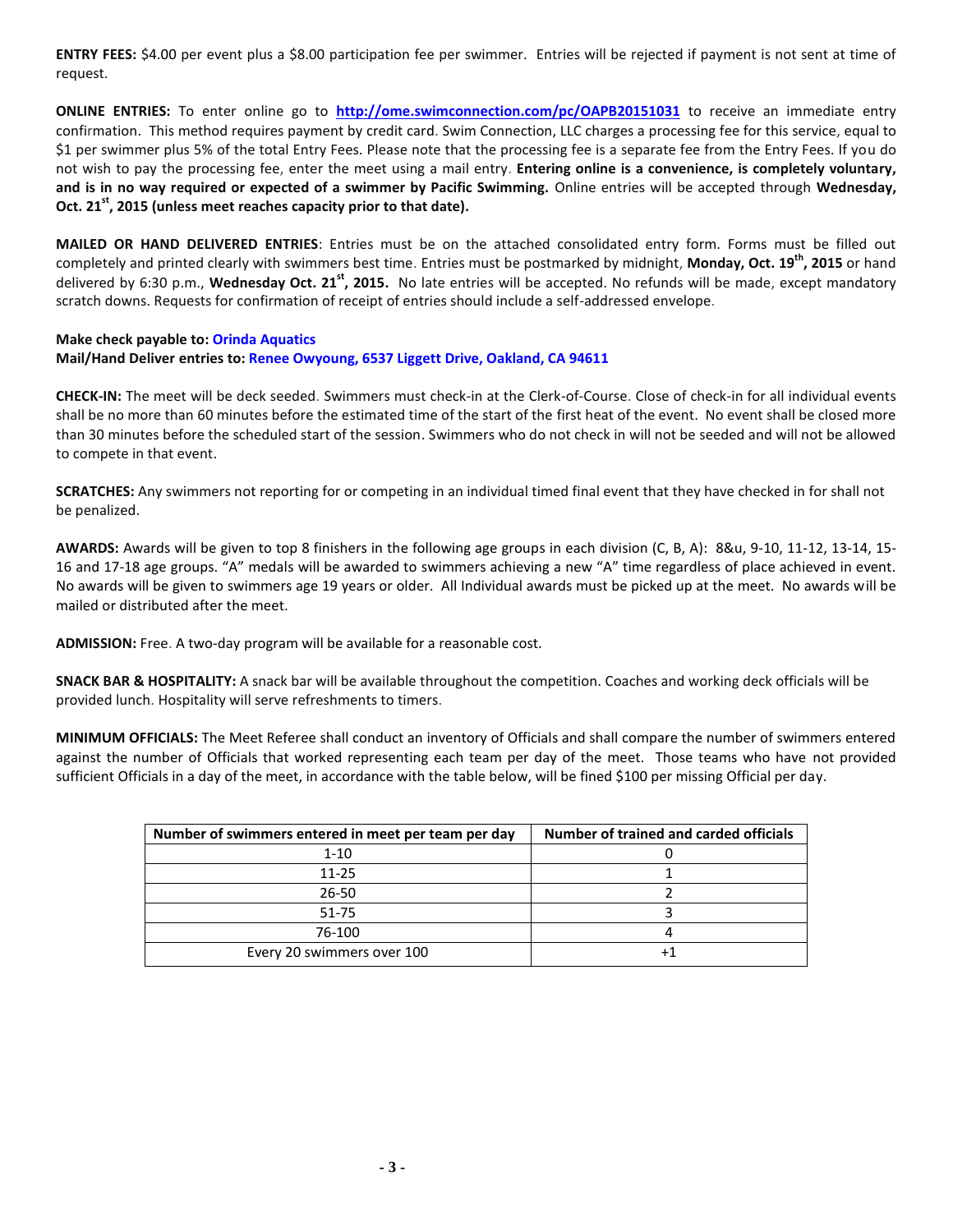**ENTRY FEES:** $4.00 per event plus a $8.00 participation fee per swimmer. Entries will be rejected if payment is not sent at time of request.

**ONLINE ENTRIES:** To enter online go to **http://ome.swimconnection.com/pc/OAPB20151031** to receive an immediate entry confirmation. This method requires payment by credit card. Swim Connection, LLC charges a processing fee for this service, equal to $1 per swimmer plus 5% of the total Entry Fees. Please note that the processing fee is a separate fee from the Entry Fees. If you do not wish to pay the processing fee, enter the meet using a mail entry. **Entering online is a convenience, is completely voluntary, and is in no way required or expected of a swimmer by Pacific Swimming.** Online entries will be accepted through **Wednesday, Oct. 21st, 2015 (unless meet reaches capacity prior to that date).**

**MAILED OR HAND DELIVERED ENTRIES**: Entries must be on the attached consolidated entry form. Forms must be filled out completely and printed clearly with swimmers best time. Entries must be postmarked by midnight, **Monday, Oct. 19th, 2015** or hand delivered by 6:30 p.m., **Wednesday Oct. 21st, 2015.** No late entries will be accepted. No refunds will be made, except mandatory scratch downs. Requests for confirmation of receipt of entries should include a self-addressed envelope.

**Make check payable to: Orinda Aquatics**
**Mail/Hand Deliver entries to: Renee Owyoung, 6537 Liggett Drive, Oakland, CA 94611**

**CHECK-IN:** The meet will be deck seeded. Swimmers must check-in at the Clerk-of-Course. Close of check-in for all individual events shall be no more than 60 minutes before the estimated time of the start of the first heat of the event. No event shall be closed more than 30 minutes before the scheduled start of the session. Swimmers who do not check in will not be seeded and will not be allowed to compete in that event.

**SCRATCHES:** Any swimmers not reporting for or competing in an individual timed final event that they have checked in for shall not be penalized.

**AWARDS:** Awards will be given to top 8 finishers in the following age groups in each division (C, B, A): 8&u, 9-10, 11-12, 13-14, 15-16 and 17-18 age groups. "A" medals will be awarded to swimmers achieving a new "A" time regardless of place achieved in event. No awards will be given to swimmers age 19 years or older. All Individual awards must be picked up at the meet. No awards will be mailed or distributed after the meet.

**ADMISSION:** Free. A two-day program will be available for a reasonable cost.

**SNACK BAR & HOSPITALITY:** A snack bar will be available throughout the competition. Coaches and working deck officials will be provided lunch. Hospitality will serve refreshments to timers.

**MINIMUM OFFICIALS:** The Meet Referee shall conduct an inventory of Officials and shall compare the number of swimmers entered against the number of Officials that worked representing each team per day of the meet. Those teams who have not provided sufficient Officials in a day of the meet, in accordance with the table below, will be fined $100 per missing Official per day.

| Number of swimmers entered in meet per team per day | Number of trained and carded officials |
|---|---|
| 1-10 | 0 |
| 11-25 | 1 |
| 26-50 | 2 |
| 51-75 | 3 |
| 76-100 | 4 |
| Every 20 swimmers over 100 | +1 |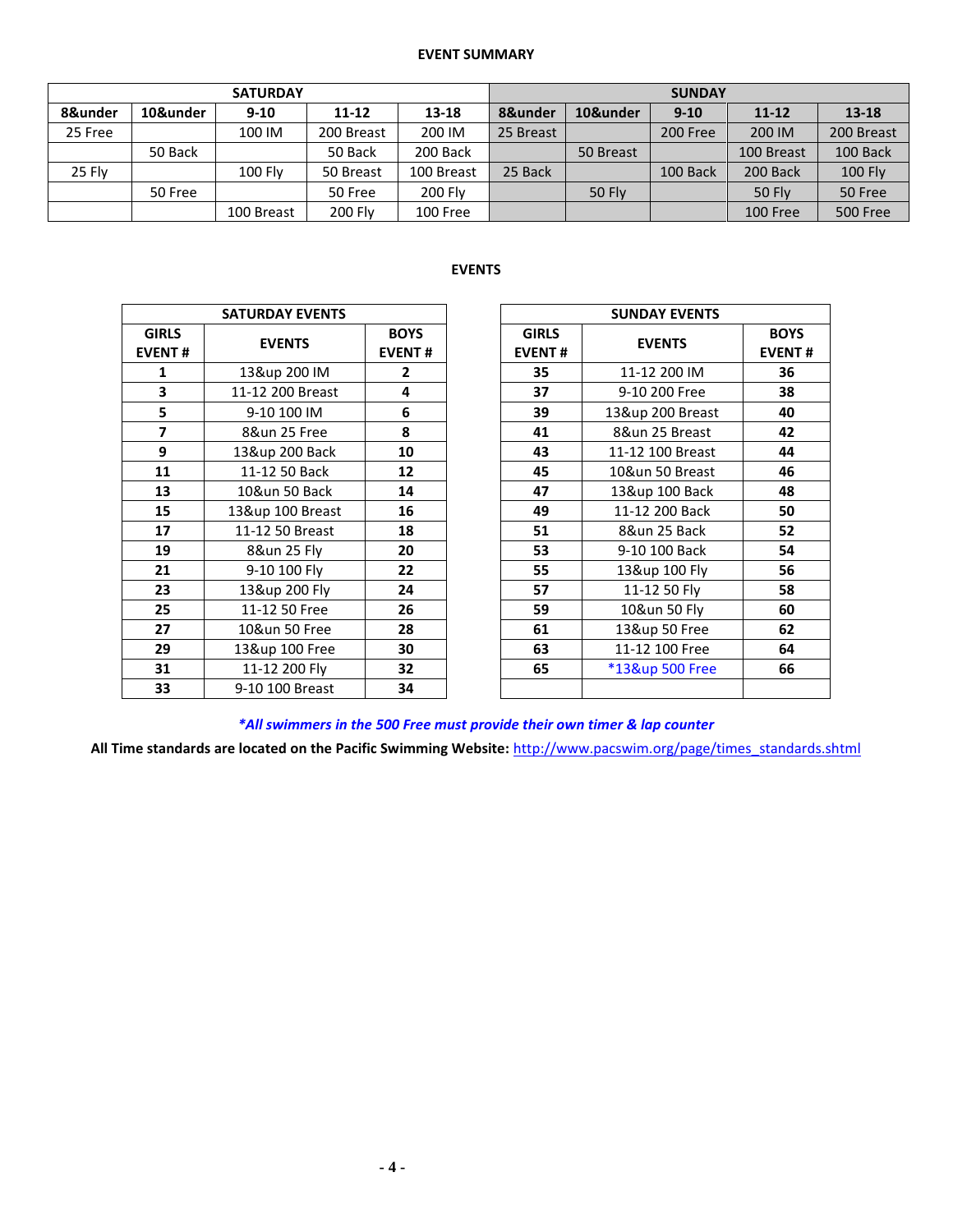## EVENT SUMMARY

| SATURDAY | | | | | SUNDAY | | | | |
|---|---|---|---|---|---|---|---|---|---|
| **8&under** | **10&under** | **9-10** | **11-12** | **13-18** | **8&under** | **10&under** | **9-10** | **11-12** | **13-18** |
| 25 Free | | 100 IM | 200 Breast | 200 IM | 25 Breast | | 200 Free | 200 IM | 200 Breast |
| | 50 Back | | 50 Back | 200 Back | | 50 Breast | | 100 Breast | 100 Back |
| 25 Fly | | 100 Fly | 50 Breast | 100 Breast | 25 Back | | 100 Back | 200 Back | 100 Fly |
| | 50 Free | | 50 Free | 200 Fly | | 50 Fly | | 50 Fly | 50 Free |
| | | 100 Breast | 200 Fly | 100 Free | | | | 100 Free | 500 Free |

## EVENTS

| SATURDAY EVENTS | | |
|---|---|---|
| **GIRLS EVENT #** | **EVENTS** | **BOYS EVENT #** |
| **1** | 13&up 200 IM | **2** |
| **3** | 11-12 200 Breast | **4** |
| **5** | 9-10 100 IM | **6** |
| **7** | 8&un 25 Free | **8** |
| **9** | 13&up 200 Back | **10** |
| **11** | 11-12 50 Back | **12** |
| **13** | 10&un 50 Back | **14** |
| **15** | 13&up 100 Breast | **16** |
| **17** | 11-12 50 Breast | **18** |
| **19** | 8&un 25 Fly | **20** |
| **21** | 9-10 100 Fly | **22** |
| **23** | 13&up 200 Fly | **24** |
| **25** | 11-12 50 Free | **26** |
| **27** | 10&un 50 Free | **28** |
| **29** | 13&up 100 Free | **30** |
| **31** | 11-12 200 Fly | **32** |
| **33** | 9-10 100 Breast | **34** |

| SUNDAY EVENTS | | |
|---|---|---|
| **GIRLS EVENT #** | **EVENTS** | **BOYS EVENT #** |
| **35** | 11-12 200 IM | **36** |
| **37** | 9-10 200 Free | **38** |
| **39** | 13&up 200 Breast | **40** |
| **41** | 8&un 25 Breast | **42** |
| **43** | 11-12 100 Breast | **44** |
| **45** | 10&un 50 Breast | **46** |
| **47** | 13&up 100 Back | **48** |
| **49** | 11-12 200 Back | **50** |
| **51** | 8&un 25 Back | **52** |
| **53** | 9-10 100 Back | **54** |
| **55** | 13&up 100 Fly | **56** |
| **57** | 11-12 50 Fly | **58** |
| **59** | 10&un 50 Fly | **60** |
| **61** | 13&up 50 Free | **62** |
| **63** | 11-12 100 Free | **64** |
| **65** | *13&up 500 Free | **66** |
| | | |

***All swimmers in the 500 Free must provide their own timer & lap counter***

**All Time standards are located on the Pacific Swimming Website:** http://www.pacswim.org/page/times_standards.shtml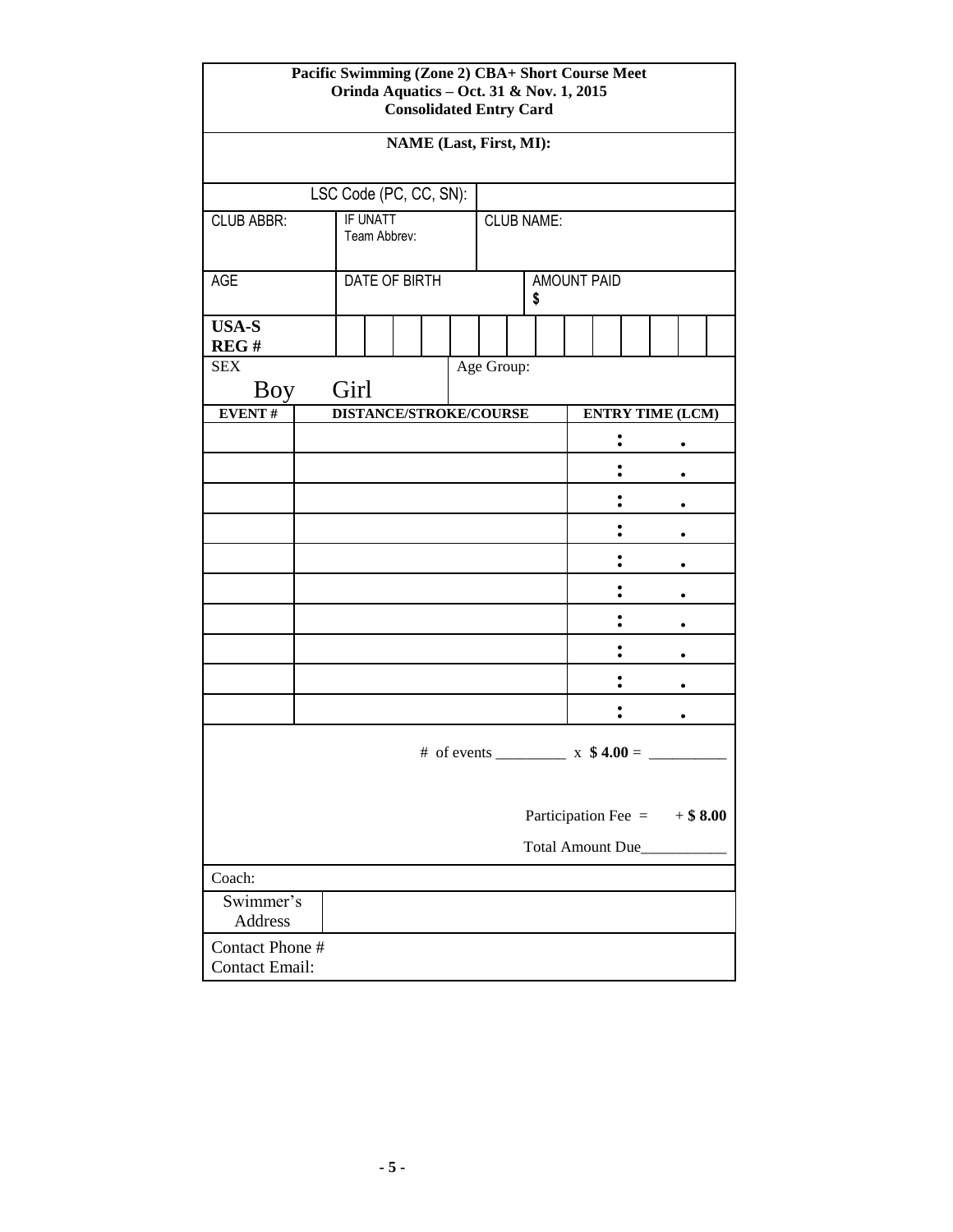**Pacific Swimming (Zone 2) CBA+ Short Course Meet**
**Orinda Aquatics – Oct. 31 & Nov. 1, 2015**
**Consolidated Entry Card**

**NAME (Last, First, MI):**

| | | | |
|---|---|---|---|
| | LSC Code (PC, CC, SN): | | |
| CLUB ABBR: | IF UNATT Team Abbrev: | CLUB NAME: | |
| AGE | DATE OF BIRTH | | AMOUNT PAID $ |

**USA-S REG #**

SEX: Boy Girl

Age Group:

| **EVENT #** | **DISTANCE/STROKE/COURSE** | **ENTRY TIME (LCM)** |
|---|---|---|
| | | : . |
| | | : . |
| | | : . |
| | | : . |
| | | : . |
| | | : . |
| | | : . |
| | | : . |
| | | : . |
| | | : . |

\# of events _________ x **$ 4.00** = __________

Participation Fee = + **$ 8.00**

Total Amount Due___________

Coach:

Swimmer's Address

Contact Phone #
Contact Email: